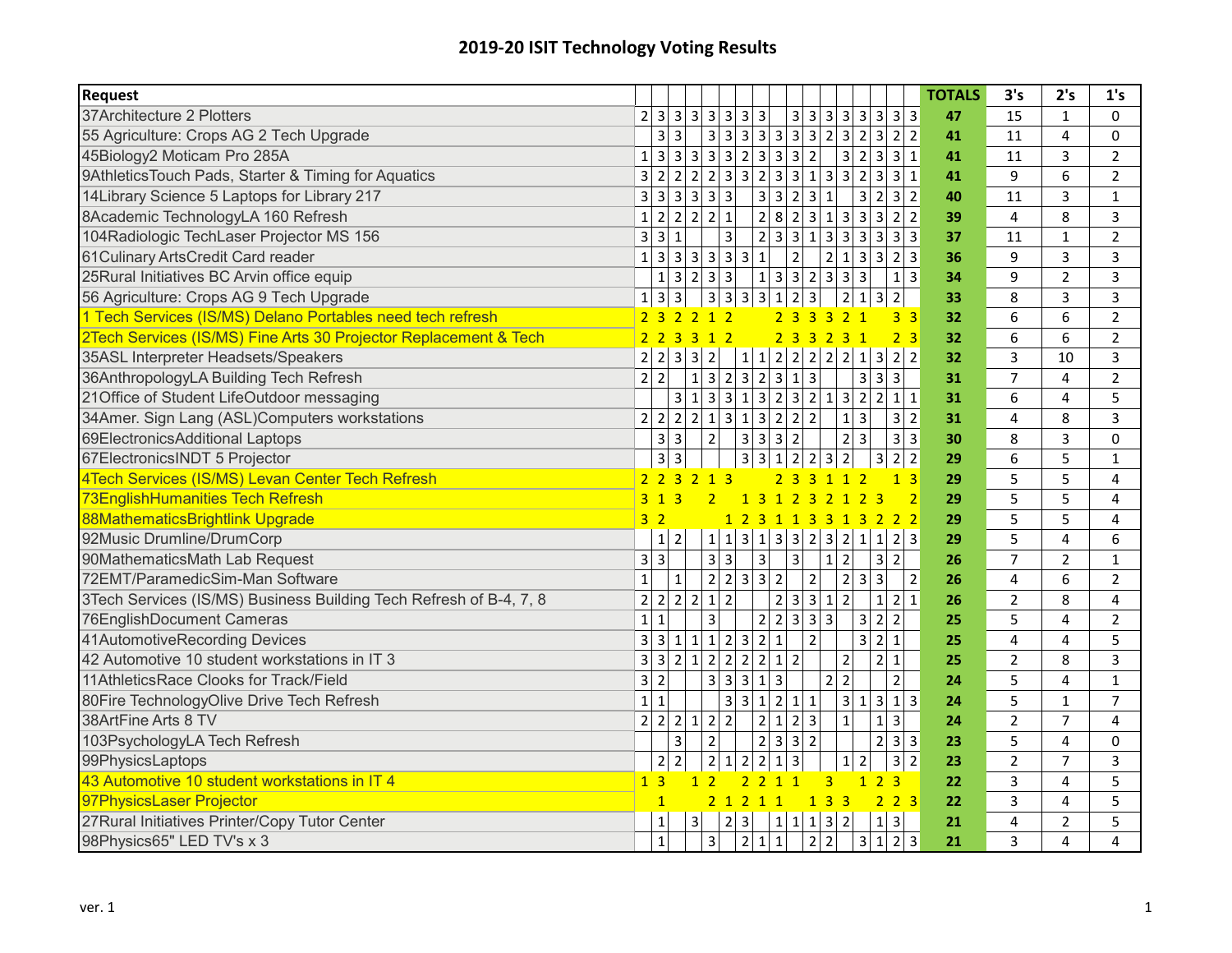# 2019-20 ISIT Technology Voting Results

| Request | | | | | | | | | | | | | | | | | | TOTALS | 3's | 2's | 1's |
|---|---|---|---|---|---|---|---|---|---|---|---|---|---|---|---|---|---|---|---|---|---|
| 37Architecture 2 Plotters | 2 | 3 | 3 | 3 | 3 | 3 | 3 | 3 | | 3 | 3 | 3 | 3 | 3 | 3 | 3 | 3 | **47** | 15 | 1 | 0 |
| 55 Agriculture: Crops AG 2 Tech Upgrade | | 3 | 3 | | 3 | 3 | 3 | 3 | 3 | 3 | 3 | 2 | 3 | 2 | 3 | 2 | 2 | **41** | 11 | 4 | 0 |
| 45Biology2 Moticam Pro 285A | 1 | 3 | 3 | 3 | 3 | 3 | 2 | 3 | 3 | 3 | 2 | | 3 | 2 | 3 | 3 | 1 | **41** | 11 | 3 | 2 |
| 9AthleticsTouch Pads, Starter & Timing for Aquatics | 3 | 2 | 2 | 2 | 2 | 3 | 3 | 2 | 3 | 3 | 1 | 3 | 3 | 2 | 3 | 3 | 1 | **41** | 9 | 6 | 2 |
| 14Library Science 5 Laptops for Library 217 | 3 | 3 | 3 | 3 | 3 | 3 | | 3 | 3 | 2 | 3 | 1 | | 3 | 2 | 3 | 2 | **40** | 11 | 3 | 1 |
| 8Academic TechnologyLA 160 Refresh | 1 | 2 | 2 | 2 | 2 | 1 | | 2 | 8 | 2 | 3 | 1 | 3 | 3 | 3 | 2 | 2 | **39** | 4 | 8 | 3 |
| 104Radiologic TechLaser Projector MS 156 | 3 | 3 | 1 | | | 3 | | 2 | 3 | 3 | 1 | 3 | 3 | 3 | 3 | 3 | 3 | **37** | 11 | 1 | 2 |
| 61Culinary ArtsCredit Card reader | 1 | 3 | 3 | 3 | 3 | 3 | 3 | 1 | | 2 | | 2 | 1 | 3 | 3 | 2 | 3 | **36** | 9 | 3 | 3 |
| 25Rural Initiatives BC Arvin office equip | | 1 | 3 | 2 | 3 | 3 | | 1 | 3 | 3 | 2 | 3 | 3 | 3 | | 1 | 3 | **34** | 9 | 2 | 3 |
| 56 Agriculture: Crops AG 9 Tech Upgrade | 1 | 3 | 3 | | 3 | 3 | 3 | 3 | 1 | 2 | 3 | | 2 | 1 | 3 | 2 | | **33** | 8 | 3 | 3 |
| 1 Tech Services (IS/MS) Delano Portables need tech refresh | 2 | 3 | 2 | 2 | 1 | 2 | | | 2 | 3 | 3 | 3 | 2 | 1 | | 3 | 3 | **32** | 6 | 6 | 2 |
| 2Tech Services (IS/MS) Fine Arts 30 Projector Replacement & Tech | 2 | 2 | 3 | 3 | 1 | 2 | | | 2 | 3 | 3 | 2 | 3 | 1 | | 2 | 3 | **32** | 6 | 6 | 2 |
| 35ASL Interpreter Headsets/Speakers | 2 | 2 | 3 | 3 | 2 | | 1 | 1 | 2 | 2 | 2 | 2 | 2 | 1 | 3 | 2 | 2 | **32** | 3 | 10 | 3 |
| 36AnthropologyLA Building Tech Refresh | 2 | 2 | | 1 | 3 | 2 | 3 | 2 | 3 | 1 | 3 | | | 3 | 3 | 3 | | **31** | 7 | 4 | 2 |
| 21Office of Student LifeOutdoor messaging | | | 3 | 1 | 3 | 3 | 1 | 3 | 2 | 3 | 2 | 1 | 3 | 2 | 2 | 1 | 1 | **31** | 6 | 4 | 5 |
| 34Amer. Sign Lang (ASL)Computers workstations | 2 | 2 | 2 | 2 | 1 | 3 | 1 | 3 | 2 | 2 | 2 | | 1 | 3 | | 3 | 2 | **31** | 4 | 8 | 3 |
| 69ElectronicsAdditional Laptops | | 3 | 3 | | 2 | | 3 | 3 | 3 | 2 | | | 2 | 3 | | 3 | 3 | **30** | 8 | 3 | 0 |
| 67ElectronicsINDT 5 Projector | | 3 | 3 | | | | 3 | 3 | 1 | 2 | 2 | 3 | 2 | | 3 | 2 | 2 | **29** | 6 | 5 | 1 |
| 4Tech Services (IS/MS) Levan Center Tech Refresh | 2 | 2 | 3 | 2 | 1 | 3 | | | 2 | 3 | 3 | 1 | 1 | 2 | | 1 | 3 | **29** | 5 | 5 | 4 |
| 73EnglishHumanities Tech Refresh | 3 | 1 | 3 | | 2 | | 1 | 3 | 1 | 2 | 3 | 2 | 1 | 2 | 3 | | 2 | **29** | 5 | 5 | 4 |
| 88MathematicsBrightlink Upgrade | 3 | 2 | | | | 1 | 2 | 3 | 1 | 1 | 3 | 3 | 1 | 3 | 2 | 2 | 2 | **29** | 5 | 5 | 4 |
| 92Music Drumline/DrumCorp | | 1 | 2 | | 1 | 1 | 3 | 1 | 3 | 3 | 2 | 3 | 2 | 1 | 1 | 2 | 3 | **29** | 5 | 4 | 6 |
| 90MathematicsMath Lab Request | 3 | 3 | | | 3 | 3 | | 3 | | 3 | | 1 | 2 | | 3 | 2 | | **26** | 7 | 2 | 1 |
| 72EMT/ParamedicSim-Man Software | 1 | | 1 | | 2 | 2 | 3 | 3 | 2 | | 2 | | 2 | 3 | 3 | | 2 | **26** | 4 | 6 | 2 |
| 3Tech Services (IS/MS) Business Building Tech Refresh of B-4, 7, 8 | 2 | 2 | 2 | 2 | 1 | 2 | | | 2 | 3 | 3 | 1 | 2 | | 1 | 2 | 1 | **26** | 2 | 8 | 4 |
| 76EnglishDocument Cameras | 1 | 1 | | | 3 | | | 2 | 2 | 3 | 3 | 3 | | 3 | 2 | 2 | | **25** | 5 | 4 | 2 |
| 41AutomotiveRecording Devices | 3 | 3 | 1 | 1 | 1 | 2 | 3 | 2 | 1 | | 2 | | | 3 | 2 | 1 | | **25** | 4 | 4 | 5 |
| 42 Automotive 10 student workstations in IT 3 | 3 | 3 | 2 | 1 | 2 | 2 | 2 | 2 | 1 | 2 | | | 2 | | 2 | 1 | | **25** | 2 | 8 | 3 |
| 11AthleticsRace Clooks for Track/Field | 3 | 2 | | | 3 | 3 | 3 | 1 | 3 | | | 2 | 2 | | | 2 | | **24** | 5 | 4 | 1 |
| 80Fire TechnologyOlive Drive Tech Refresh | 1 | 1 | | | | 3 | 3 | 1 | 2 | 1 | 1 | | 3 | 1 | 3 | 1 | 3 | **24** | 5 | 1 | 7 |
| 38ArtFine Arts 8 TV | 2 | 2 | 2 | 1 | 2 | 2 | | 2 | 1 | 2 | 3 | | 1 | | 1 | 3 | | **24** | 2 | 7 | 4 |
| 103PsychologyLA Tech Refresh | | | 3 | | 2 | | | 2 | 3 | 3 | 2 | | | | 2 | 3 | 3 | **23** | 5 | 4 | 0 |
| 99PhysicsLaptops | | 2 | 2 | | 2 | 1 | 2 | 2 | 1 | 3 | | | 1 | 2 | | 3 | 2 | **23** | 2 | 7 | 3 |
| 43 Automotive 10 student workstations in IT 4 | 1 | 3 | | 1 | 2 | | 2 | 2 | 1 | 1 | | 3 | | 1 | 2 | 3 | | **22** | 3 | 4 | 5 |
| 97PhysicsLaser Projector | | 1 | | | 2 | 1 | 2 | 1 | 1 | | 1 | 3 | 3 | | 2 | 2 | 3 | **22** | 3 | 4 | 5 |
| 27Rural Initiatives Printer/Copy Tutor Center | | 1 | | 3 | | 2 | 3 | | 1 | 1 | 1 | 3 | 2 | | 1 | 3 | | **21** | 4 | 2 | 5 |
| 98Physics65" LED TV's x 3 | | 1 | | | 3 | | 2 | 1 | 1 | | 2 | 2 | | 3 | 1 | 2 | 3 | **21** | 3 | 4 | 4 |

ver. 1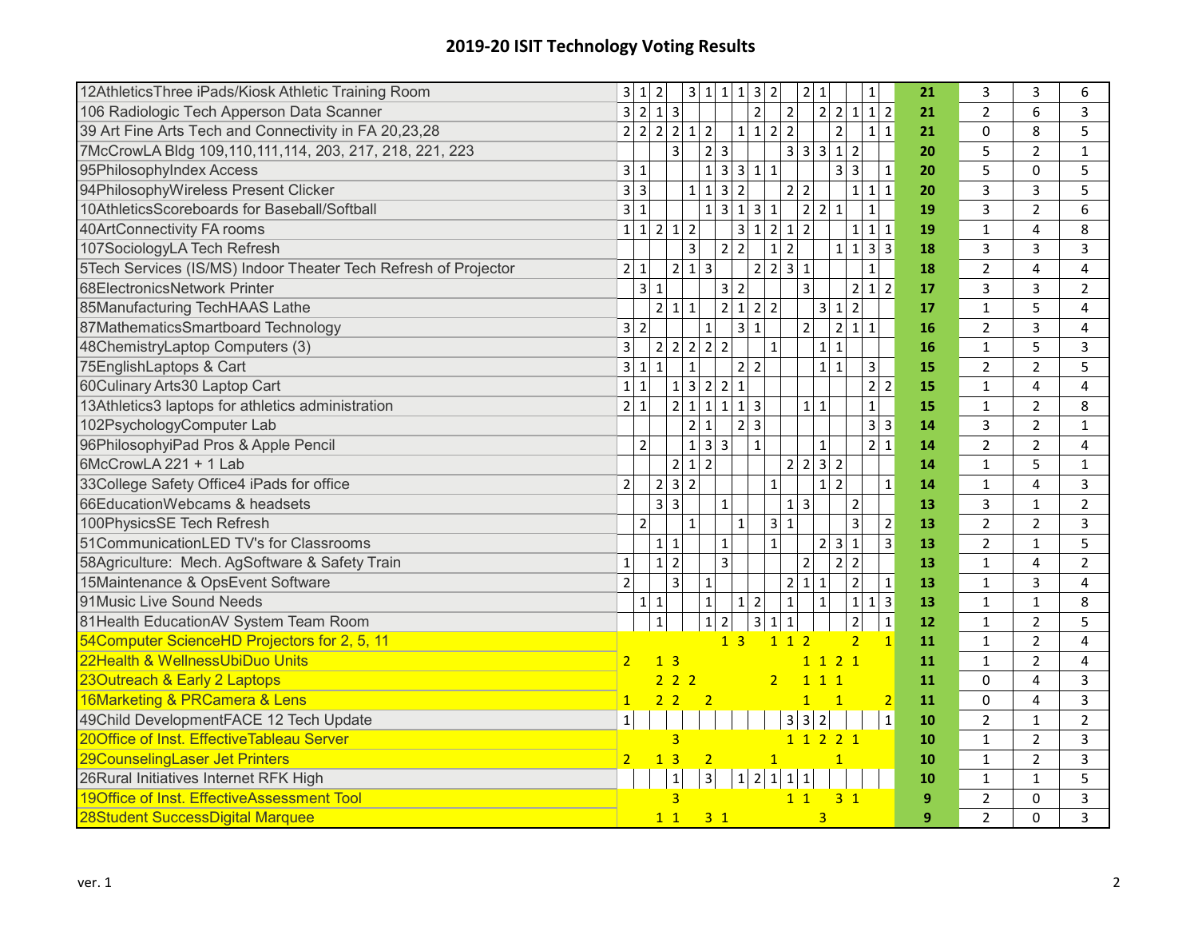# 2019-20 ISIT Technology Voting Results

| | | | | | | | | | | | | | | | | | | | | | |
|---|---|---|---|---|---|---|---|---|---|---|---|---|---|---|---|---|---|---|---|---|---|
| 12AthleticsThree iPads/Kiosk Athletic Training Room | 3 | 1 | 2 | | 3 | 1 | 1 | 1 | 3 | 2 | | 2 | 1 | | | 1 | | **21** | 3 | 3 | 6 |
| 106 Radiologic Tech Apperson Data Scanner | 3 | 2 | 1 | 3 | | | | | 2 | | 2 | | 2 | 2 | 1 | 1 | 2 | **21** | 2 | 6 | 3 |
| 39 Art Fine Arts Tech and Connectivity in FA 20,23,28 | 2 | 2 | 2 | 2 | 1 | 2 | | 1 | 1 | 2 | 2 | | | 2 | | 1 | 1 | **21** | 0 | 8 | 5 |
| 7McCrowLA Bldg 109,110,111,114, 203, 217, 218, 221, 223 | | | | 3 | | 2 | 3 | | | | 3 | 3 | 3 | 1 | 2 | | | **20** | 5 | 2 | 1 |
| 95PhilosophyIndex Access | 3 | 1 | | | | 1 | 3 | 3 | 1 | 1 | | | | 3 | 3 | | 1 | **20** | 5 | 0 | 5 |
| 94PhilosophyWireless Present Clicker | 3 | 3 | | | 1 | 1 | 3 | 2 | | | 2 | 2 | | | 1 | 1 | 1 | **20** | 3 | 3 | 5 |
| 10AthleticsScoreboards for Baseball/Softball | 3 | 1 | | | | 1 | 3 | 1 | 3 | 1 | | 2 | 2 | 1 | | 1 | | **19** | 3 | 2 | 6 |
| 40ArtConnectivity FA rooms | 1 | 1 | 2 | 1 | 2 | | | 3 | 1 | 2 | 1 | 2 | | | 1 | 1 | 1 | **19** | 1 | 4 | 8 |
| 107SociologyLA Tech Refresh | | | | | 3 | | 2 | 2 | | 1 | 2 | | | 1 | 1 | 3 | 3 | **18** | 3 | 3 | 3 |
| 5Tech Services (IS/MS) Indoor Theater Tech Refresh of Projector | 2 | 1 | | 2 | 1 | 3 | | | 2 | 2 | 3 | 1 | | | | 1 | | **18** | 2 | 4 | 4 |
| 68ElectronicsNetwork Printer | | 3 | 1 | | | | 3 | 2 | | | | 3 | | | 2 | 1 | 2 | **17** | 3 | 3 | 2 |
| 85Manufacturing TechHAAS Lathe | | | 2 | 1 | 1 | | 2 | 1 | 2 | 2 | | | 3 | 1 | 2 | | | **17** | 1 | 5 | 4 |
| 87MathematicsSmartboard Technology | 3 | 2 | | | | 1 | | 3 | 1 | | | 2 | | 2 | 1 | 1 | | **16** | 2 | 3 | 4 |
| 48ChemistryLaptop Computers (3) | 3 | | 2 | 2 | 2 | 2 | 2 | | | 1 | | | 1 | 1 | | | | **16** | 1 | 5 | 3 |
| 75EnglishLaptops & Cart | 3 | 1 | 1 | | 1 | | | 2 | 2 | | | | 1 | 1 | | 3 | | **15** | 2 | 2 | 5 |
| 60Culinary Arts30 Laptop Cart | 1 | 1 | | 1 | 3 | 2 | 2 | 1 | | | | | | | | 2 | 2 | **15** | 1 | 4 | 4 |
| 13Athletics3 laptops for athletics administration | 2 | 1 | | 2 | 1 | 1 | 1 | 1 | 3 | | | 1 | 1 | | | 1 | | **15** | 1 | 2 | 8 |
| 102PsychologyComputer Lab | | | | | 2 | 1 | | 2 | 3 | | | | | | | 3 | 3 | **14** | 3 | 2 | 1 |
| 96PhilosophyiPad Pros & Apple Pencil | | 2 | | | 1 | 3 | 3 | | 1 | | | | 1 | | | 2 | 1 | **14** | 2 | 2 | 4 |
| 6McCrowLA 221 + 1 Lab | | | | 2 | 1 | 2 | | | | | 2 | 2 | 3 | 2 | | | | **14** | 1 | 5 | 1 |
| 33College Safety Office4 iPads for office | 2 | | 2 | 3 | 2 | | | | | 1 | | | 1 | 2 | | | 1 | **14** | 1 | 4 | 3 |
| 66EducationWebcams & headsets | | | 3 | 3 | | | 1 | | | | 1 | 3 | | | 2 | | | **13** | 3 | 1 | 2 |
| 100PhysicsSE Tech Refresh | | 2 | | | 1 | | | 1 | | 3 | 1 | | | | 3 | | 2 | **13** | 2 | 2 | 3 |
| 51CommunicationLED TV's for Classrooms | | | 1 | 1 | | | 1 | | | 1 | | | 2 | 3 | 1 | | 3 | **13** | 2 | 1 | 5 |
| 58Agriculture: Mech. AgSoftware & Safety Train | 1 | | 1 | 2 | | | 3 | | | | | 2 | | 2 | 2 | | | **13** | 1 | 4 | 2 |
| 15Maintenance & OpsEvent Software | 2 | | | 3 | | 1 | | | | | 2 | 1 | 1 | | 2 | | 1 | **13** | 1 | 3 | 4 |
| 91Music Live Sound Needs | | 1 | 1 | | | 1 | | 1 | 2 | | 1 | | 1 | | 1 | 1 | 3 | **13** | 1 | 1 | 8 |
| 81Health EducationAV System Team Room | | | 1 | | | 1 | 2 | | 3 | 1 | 1 | | | | 2 | | 1 | **12** | 1 | 2 | 5 |
| 54Computer ScienceHD Projectors for 2, 5, 11 | | | | | | | 1 | 3 | | 1 | 1 | 2 | | | 2 | | 1 | **11** | 1 | 2 | 4 |
| 22Health & WellnessUbiDuo Units | 2 | | 1 | 3 | | | | | | | | 1 | 1 | 2 | 1 | | | **11** | 1 | 2 | 4 |
| 23Outreach & Early 2 Laptops | | | 2 | 2 | 2 | | | | | 2 | | 1 | 1 | 1 | | | | **11** | 0 | 4 | 3 |
| 16Marketing & PRCamera & Lens | 1 | | 2 | 2 | | 2 | | | | | | 1 | | 1 | | | 2 | **11** | 0 | 4 | 3 |
| 49Child DevelopmentFACE 12 Tech Update | 1 | | | | | | | | | | 3 | 3 | 2 | | | | 1 | **10** | 2 | 1 | 2 |
| 20Office of Inst. EffectiveTableau Server | | | | 3 | | | | | | | 1 | 1 | 2 | 2 | 1 | | | **10** | 1 | 2 | 3 |
| 29CounselingLaser Jet Printers | 2 | | 1 | 3 | | 2 | | | | 1 | | | | 1 | | | | **10** | 1 | 2 | 3 |
| 26Rural Initiatives Internet RFK High | | | | 1 | | 3 | | 1 | 2 | 1 | 1 | 1 | | | | | | **10** | 1 | 1 | 5 |
| 19Office of Inst. EffectiveAssessment Tool | | | | 3 | | | | | | | 1 | 1 | | 3 | 1 | | | **9** | 2 | 0 | 3 |
| 28Student SuccessDigital Marquee | | | 1 | 1 | | 3 | 1 | | | | | | 3 | | | | | **9** | 2 | 0 | 3 |

ver. 1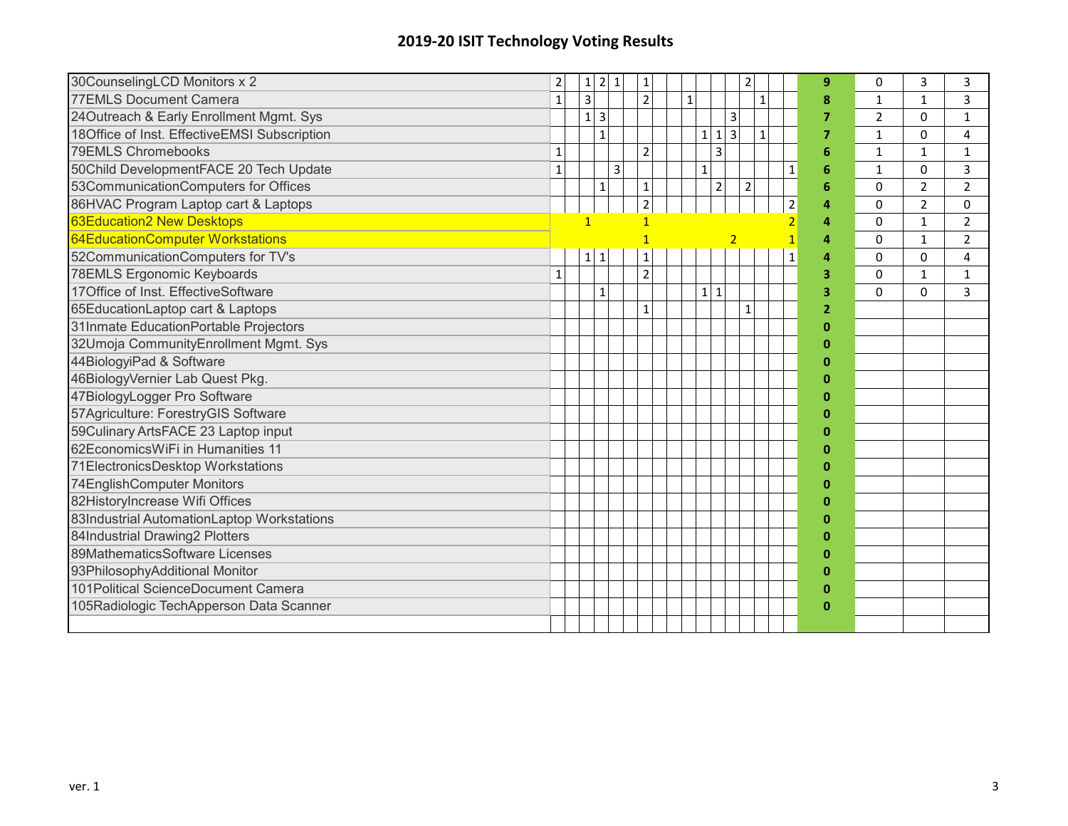## 2019-20 ISIT Technology Voting Results

| | | | | | | | | | | | | | | | | | | | | | |
|---|---|---|---|---|---|---|---|---|---|---|---|---|---|---|---|---|---|---|---|---|---|
| 30CounselingLCD Monitors x 2 | 2 | | 1 | 2 | 1 | | 1 | | | | | | | 2 | | | | 9 | 0 | 3 | 3 |
| 77EMLS Document Camera | 1 | | 3 | | | | 2 | | | 1 | | | | | 1 | | | 8 | 1 | 1 | 3 |
| 24Outreach & Early Enrollment Mgmt. Sys | | | 1 | 3 | | | | | | | | | 3 | | | | | 7 | 2 | 0 | 1 |
| 18Office of Inst. EffectiveEMSI Subscription | | | | 1 | | | | | | | 1 | 1 | 3 | | 1 | | | 7 | 1 | 0 | 4 |
| 79EMLS Chromebooks | 1 | | | | | | 2 | | | | | 3 | | | | | | 6 | 1 | 1 | 1 |
| 50Child DevelopmentFACE 20 Tech Update | 1 | | | | 3 | | | | | | 1 | | | | | | 1 | 6 | 1 | 0 | 3 |
| 53CommunicationComputers for Offices | | | | 1 | | | 1 | | | | | 2 | | 2 | | | | 6 | 0 | 2 | 2 |
| 86HVAC Program Laptop cart & Laptops | | | | | | | 2 | | | | | | | | | | 2 | 4 | 0 | 2 | 0 |
| 63Education2 New Desktops | | | 1 | | | | 1 | | | | | | | | | | 2 | 4 | 0 | 1 | 2 |
| 64EducationComputer Workstations | | | | | | | 1 | | | | | | 2 | | | | 1 | 4 | 0 | 1 | 2 |
| 52CommunicationComputers for TV's | | | 1 | 1 | | | 1 | | | | | | | | | | 1 | 4 | 0 | 0 | 4 |
| 78EMLS Ergonomic Keyboards | 1 | | | | | | 2 | | | | | | | | | | | 3 | 0 | 1 | 1 |
| 17Office of Inst. EffectiveSoftware | | | | 1 | | | | | | | 1 | 1 | | | | | | 3 | 0 | 0 | 3 |
| 65EducationLaptop cart & Laptops | | | | | | | 1 | | | | | | | 1 | | | | 2 | | | |
| 31Inmate EducationPortable Projectors | | | | | | | | | | | | | | | | | | 0 | | | |
| 32Umoja CommunityEnrollment Mgmt. Sys | | | | | | | | | | | | | | | | | | 0 | | | |
| 44BiologyiPad & Software | | | | | | | | | | | | | | | | | | 0 | | | |
| 46BiologyVernier Lab Quest Pkg. | | | | | | | | | | | | | | | | | | 0 | | | |
| 47BiologyLogger Pro Software | | | | | | | | | | | | | | | | | | 0 | | | |
| 57Agriculture: ForestryGIS Software | | | | | | | | | | | | | | | | | | 0 | | | |
| 59Culinary ArtsFACE 23 Laptop input | | | | | | | | | | | | | | | | | | 0 | | | |
| 62EconomicsWiFi in Humanities 11 | | | | | | | | | | | | | | | | | | 0 | | | |
| 71ElectronicsDesktop Workstations | | | | | | | | | | | | | | | | | | 0 | | | |
| 74EnglishComputer Monitors | | | | | | | | | | | | | | | | | | 0 | | | |
| 82HistoryIncrease Wifi Offices | | | | | | | | | | | | | | | | | | 0 | | | |
| 83Industrial AutomationLaptop Workstations | | | | | | | | | | | | | | | | | | 0 | | | |
| 84Industrial Drawing2 Plotters | | | | | | | | | | | | | | | | | | 0 | | | |
| 89MathematicsSoftware Licenses | | | | | | | | | | | | | | | | | | 0 | | | |
| 93PhilosophyAdditional Monitor | | | | | | | | | | | | | | | | | | 0 | | | |
| 101Political ScienceDocument Camera | | | | | | | | | | | | | | | | | | 0 | | | |
| 105Radiologic TechApperson Data Scanner | | | | | | | | | | | | | | | | | | 0 | | | |

ver. 1